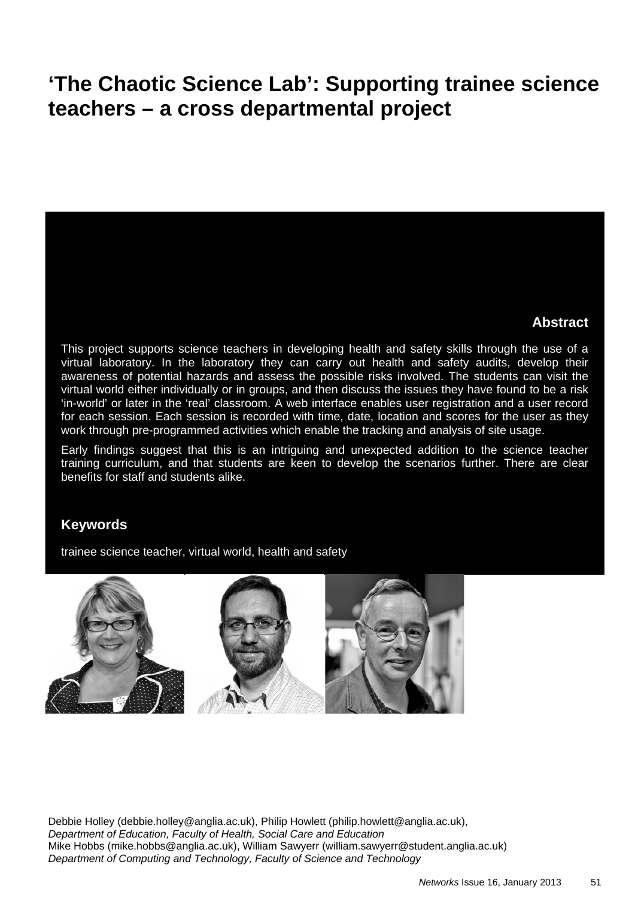# 'The Chaotic Science Lab': Supporting trainee science teachers – a cross departmental project

## Abstract

This project supports science teachers in developing health and safety skills through the use of a virtual laboratory. In the laboratory they can carry out health and safety audits, develop their awareness of potential hazards and assess the possible risks involved. The students can visit the virtual world either individually or in groups, and then discuss the issues they have found to be a risk 'in-world' or later in the 'real' classroom. A web interface enables user registration and a user record for each session. Each session is recorded with time, date, location and scores for the user as they work through pre-programmed activities which enable the tracking and analysis of site usage.

Early findings suggest that this is an intriguing and unexpected addition to the science teacher training curriculum, and that students are keen to develop the scenarios further. There are clear benefits for staff and students alike.

## Keywords

trainee science teacher, virtual world, health and safety

Debbie Holley (debbie.holley@anglia.ac.uk), Philip Howlett (philip.howlett@anglia.ac.uk),
*Department of Education, Faculty of Health, Social Care and Education*
Mike Hobbs (mike.hobbs@anglia.ac.uk), William Sawyerr (william.sawyerr@student.anglia.ac.uk)
*Department of Computing and Technology, Faculty of Science and Technology*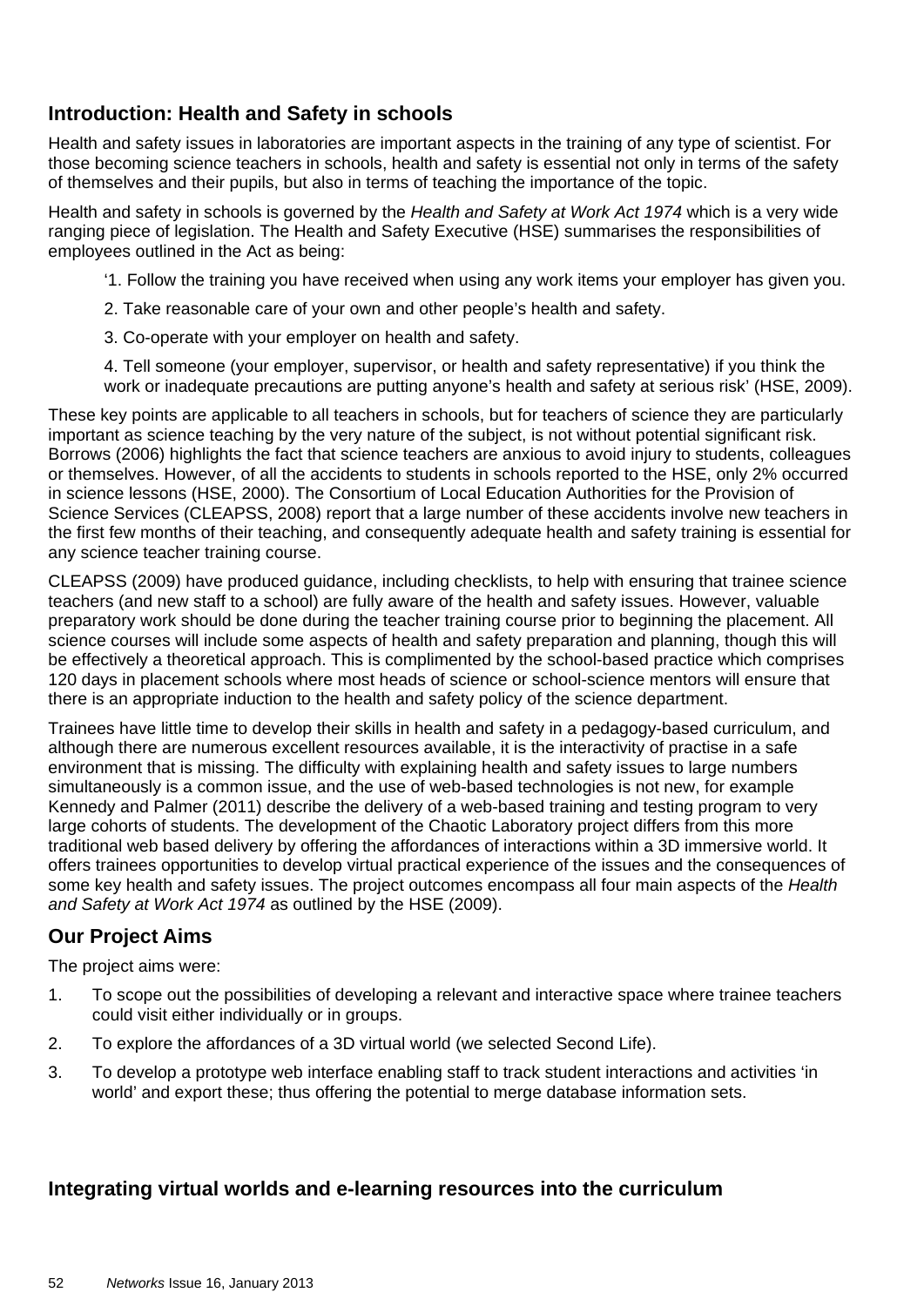## Introduction: Health and Safety in schools

Health and safety issues in laboratories are important aspects in the training of any type of scientist. For those becoming science teachers in schools, health and safety is essential not only in terms of the safety of themselves and their pupils, but also in terms of teaching the importance of the topic.

Health and safety in schools is governed by the *Health and Safety at Work Act 1974* which is a very wide ranging piece of legislation. The Health and Safety Executive (HSE) summarises the responsibilities of employees outlined in the Act as being:

> '1. Follow the training you have received when using any work items your employer has given you.
>
> 2. Take reasonable care of your own and other people's health and safety.
>
> 3. Co-operate with your employer on health and safety.
>
> 4. Tell someone (your employer, supervisor, or health and safety representative) if you think the work or inadequate precautions are putting anyone's health and safety at serious risk' (HSE, 2009).

These key points are applicable to all teachers in schools, but for teachers of science they are particularly important as science teaching by the very nature of the subject, is not without potential significant risk. Borrows (2006) highlights the fact that science teachers are anxious to avoid injury to students, colleagues or themselves. However, of all the accidents to students in schools reported to the HSE, only 2% occurred in science lessons (HSE, 2000). The Consortium of Local Education Authorities for the Provision of Science Services (CLEAPSS, 2008) report that a large number of these accidents involve new teachers in the first few months of their teaching, and consequently adequate health and safety training is essential for any science teacher training course.

CLEAPSS (2009) have produced guidance, including checklists, to help with ensuring that trainee science teachers (and new staff to a school) are fully aware of the health and safety issues. However, valuable preparatory work should be done during the teacher training course prior to beginning the placement. All science courses will include some aspects of health and safety preparation and planning, though this will be effectively a theoretical approach. This is complimented by the school-based practice which comprises 120 days in placement schools where most heads of science or school-science mentors will ensure that there is an appropriate induction to the health and safety policy of the science department.

Trainees have little time to develop their skills in health and safety in a pedagogy-based curriculum, and although there are numerous excellent resources available, it is the interactivity of practise in a safe environment that is missing. The difficulty with explaining health and safety issues to large numbers simultaneously is a common issue, and the use of web-based technologies is not new, for example Kennedy and Palmer (2011) describe the delivery of a web-based training and testing program to very large cohorts of students. The development of the Chaotic Laboratory project differs from this more traditional web based delivery by offering the affordances of interactions within a 3D immersive world. It offers trainees opportunities to develop virtual practical experience of the issues and the consequences of some key health and safety issues. The project outcomes encompass all four main aspects of the *Health and Safety at Work Act 1974* as outlined by the HSE (2009).

## Our Project Aims

The project aims were:

1. To scope out the possibilities of developing a relevant and interactive space where trainee teachers could visit either individually or in groups.
2. To explore the affordances of a 3D virtual world (we selected Second Life).
3. To develop a prototype web interface enabling staff to track student interactions and activities 'in world' and export these; thus offering the potential to merge database information sets.

## Integrating virtual worlds and e-learning resources into the curriculum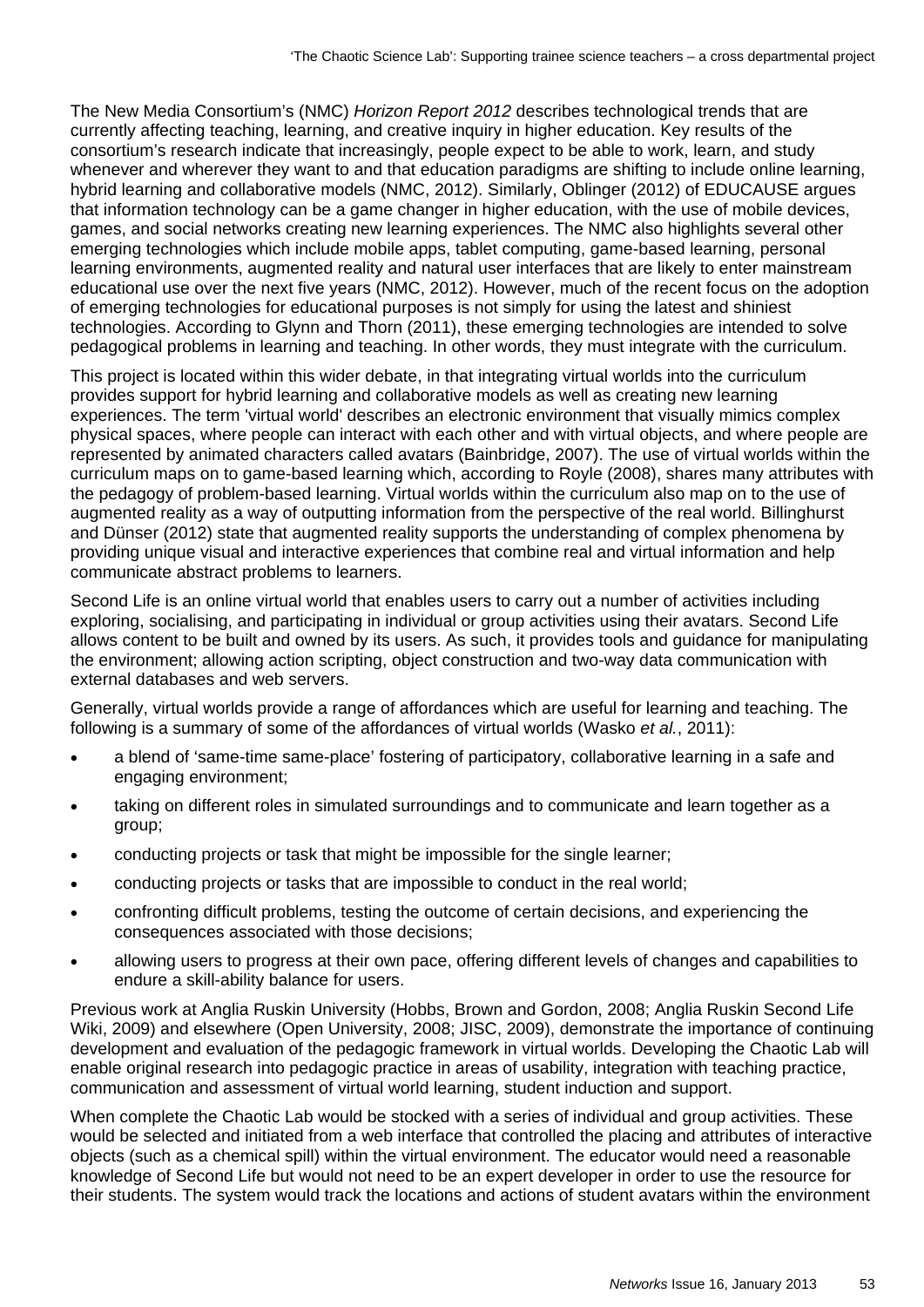The New Media Consortium's (NMC) *Horizon Report 2012* describes technological trends that are currently affecting teaching, learning, and creative inquiry in higher education. Key results of the consortium's research indicate that increasingly, people expect to be able to work, learn, and study whenever and wherever they want to and that education paradigms are shifting to include online learning, hybrid learning and collaborative models (NMC, 2012). Similarly, Oblinger (2012) of EDUCAUSE argues that information technology can be a game changer in higher education, with the use of mobile devices, games, and social networks creating new learning experiences. The NMC also highlights several other emerging technologies which include mobile apps, tablet computing, game-based learning, personal learning environments, augmented reality and natural user interfaces that are likely to enter mainstream educational use over the next five years (NMC, 2012). However, much of the recent focus on the adoption of emerging technologies for educational purposes is not simply for using the latest and shiniest technologies. According to Glynn and Thorn (2011), these emerging technologies are intended to solve pedagogical problems in learning and teaching. In other words, they must integrate with the curriculum.

This project is located within this wider debate, in that integrating virtual worlds into the curriculum provides support for hybrid learning and collaborative models as well as creating new learning experiences. The term 'virtual world' describes an electronic environment that visually mimics complex physical spaces, where people can interact with each other and with virtual objects, and where people are represented by animated characters called avatars (Bainbridge, 2007). The use of virtual worlds within the curriculum maps on to game-based learning which, according to Royle (2008), shares many attributes with the pedagogy of problem-based learning. Virtual worlds within the curriculum also map on to the use of augmented reality as a way of outputting information from the perspective of the real world. Billinghurst and Dünser (2012) state that augmented reality supports the understanding of complex phenomena by providing unique visual and interactive experiences that combine real and virtual information and help communicate abstract problems to learners.

Second Life is an online virtual world that enables users to carry out a number of activities including exploring, socialising, and participating in individual or group activities using their avatars. Second Life allows content to be built and owned by its users. As such, it provides tools and guidance for manipulating the environment; allowing action scripting, object construction and two-way data communication with external databases and web servers.

Generally, virtual worlds provide a range of affordances which are useful for learning and teaching. The following is a summary of some of the affordances of virtual worlds (Wasko *et al.*, 2011):

- a blend of 'same-time same-place' fostering of participatory, collaborative learning in a safe and engaging environment;
- taking on different roles in simulated surroundings and to communicate and learn together as a group;
- conducting projects or task that might be impossible for the single learner;
- conducting projects or tasks that are impossible to conduct in the real world;
- confronting difficult problems, testing the outcome of certain decisions, and experiencing the consequences associated with those decisions;
- allowing users to progress at their own pace, offering different levels of changes and capabilities to endure a skill-ability balance for users.

Previous work at Anglia Ruskin University (Hobbs, Brown and Gordon, 2008; Anglia Ruskin Second Life Wiki, 2009) and elsewhere (Open University, 2008; JISC, 2009), demonstrate the importance of continuing development and evaluation of the pedagogic framework in virtual worlds. Developing the Chaotic Lab will enable original research into pedagogic practice in areas of usability, integration with teaching practice, communication and assessment of virtual world learning, student induction and support.

When complete the Chaotic Lab would be stocked with a series of individual and group activities. These would be selected and initiated from a web interface that controlled the placing and attributes of interactive objects (such as a chemical spill) within the virtual environment. The educator would need a reasonable knowledge of Second Life but would not need to be an expert developer in order to use the resource for their students. The system would track the locations and actions of student avatars within the environment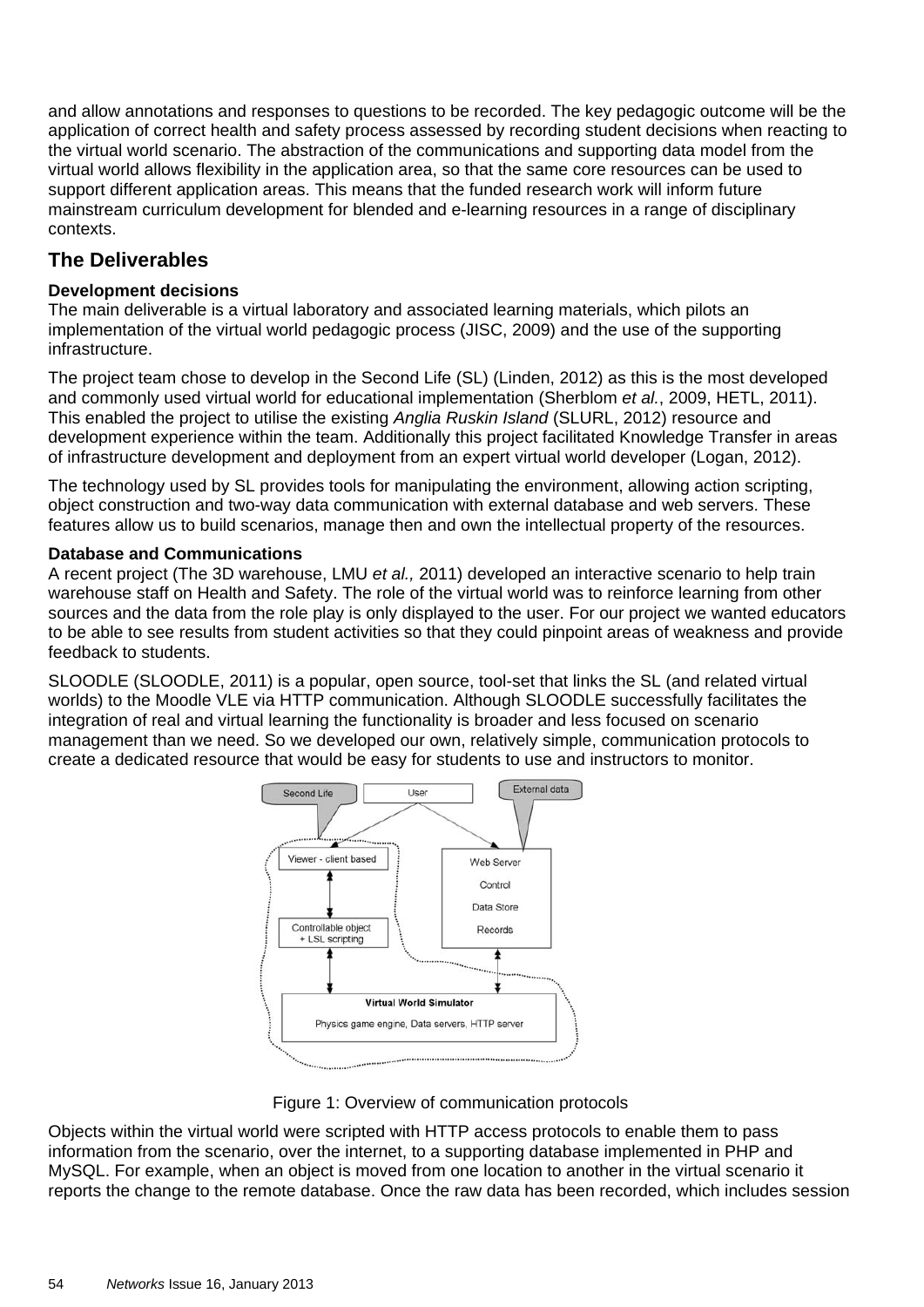and allow annotations and responses to questions to be recorded. The key pedagogic outcome will be the application of correct health and safety process assessed by recording student decisions when reacting to the virtual world scenario. The abstraction of the communications and supporting data model from the virtual world allows flexibility in the application area, so that the same core resources can be used to support different application areas. This means that the funded research work will inform future mainstream curriculum development for blended and e-learning resources in a range of disciplinary contexts.

## The Deliverables

### Development decisions

The main deliverable is a virtual laboratory and associated learning materials, which pilots an implementation of the virtual world pedagogic process (JISC, 2009) and the use of the supporting infrastructure.

The project team chose to develop in the Second Life (SL) (Linden, 2012) as this is the most developed and commonly used virtual world for educational implementation (Sherblom *et al.*, 2009, HETL, 2011). This enabled the project to utilise the existing *Anglia Ruskin Island* (SLURL, 2012) resource and development experience within the team. Additionally this project facilitated Knowledge Transfer in areas of infrastructure development and deployment from an expert virtual world developer (Logan, 2012).

The technology used by SL provides tools for manipulating the environment, allowing action scripting, object construction and two-way data communication with external database and web servers. These features allow us to build scenarios, manage then and own the intellectual property of the resources.

### Database and Communications

A recent project (The 3D warehouse, LMU *et al.,* 2011) developed an interactive scenario to help train warehouse staff on Health and Safety. The role of the virtual world was to reinforce learning from other sources and the data from the role play is only displayed to the user. For our project we wanted educators to be able to see results from student activities so that they could pinpoint areas of weakness and provide feedback to students.

SLOODLE (SLOODLE, 2011) is a popular, open source, tool-set that links the SL (and related virtual worlds) to the Moodle VLE via HTTP communication. Although SLOODLE successfully facilitates the integration of real and virtual learning the functionality is broader and less focused on scenario management than we need. So we developed our own, relatively simple, communication protocols to create a dedicated resource that would be easy for students to use and instructors to monitor.

Figure 1: Overview of communication protocols

Objects within the virtual world were scripted with HTTP access protocols to enable them to pass information from the scenario, over the internet, to a supporting database implemented in PHP and MySQL. For example, when an object is moved from one location to another in the virtual scenario it reports the change to the remote database. Once the raw data has been recorded, which includes session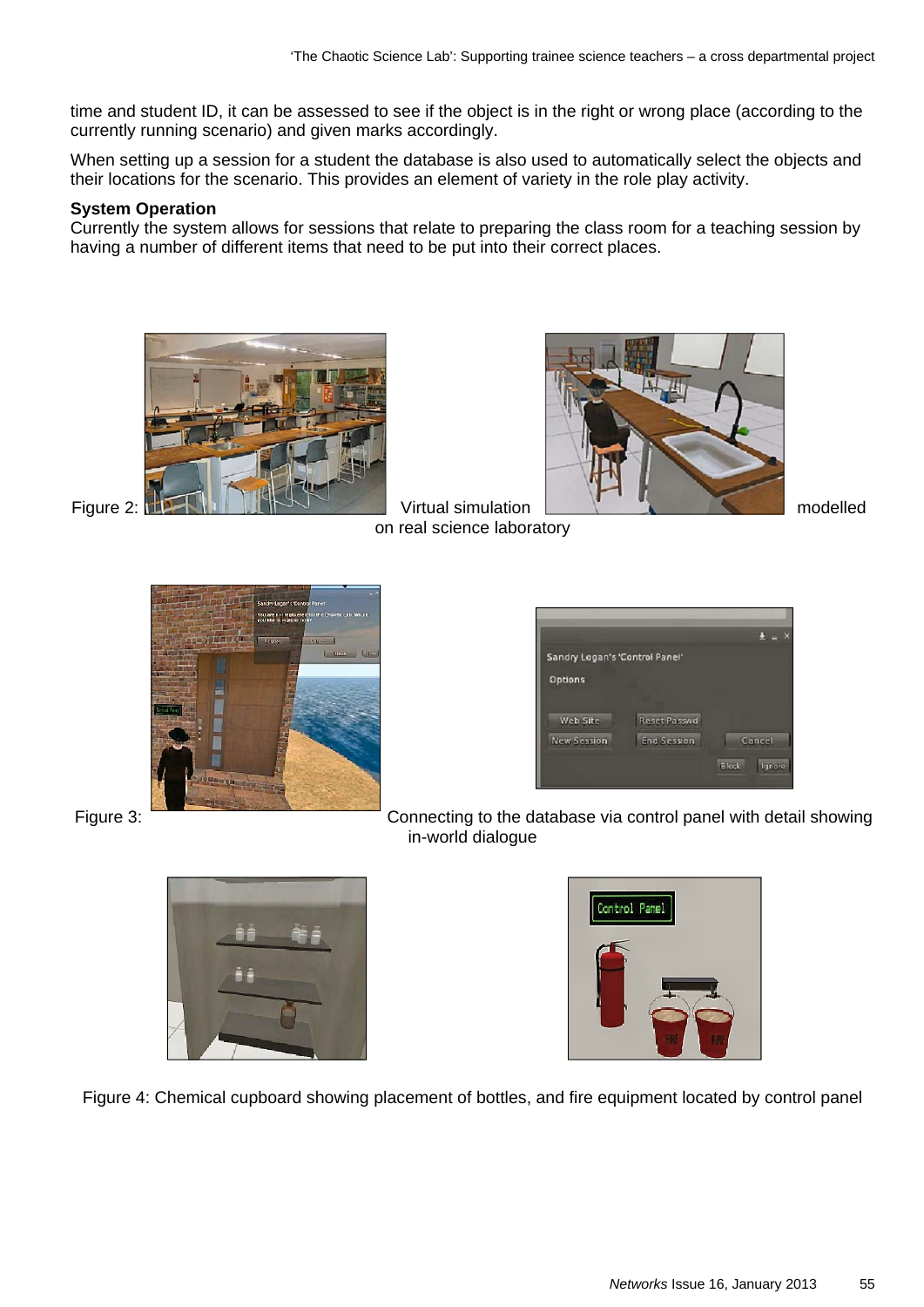time and student ID, it can be assessed to see if the object is in the right or wrong place (according to the currently running scenario) and given marks accordingly.

When setting up a session for a student the database is also used to automatically select the objects and their locations for the scenario. This provides an element of variety in the role play activity.

**System Operation**
Currently the system allows for sessions that relate to preparing the class room for a teaching session by having a number of different items that need to be put into their correct places.

Figure 2: Virtual simulation modelled on real science laboratory

Figure 3: Connecting to the database via control panel with detail showing in-world dialogue

Figure 4: Chemical cupboard showing placement of bottles, and fire equipment located by control panel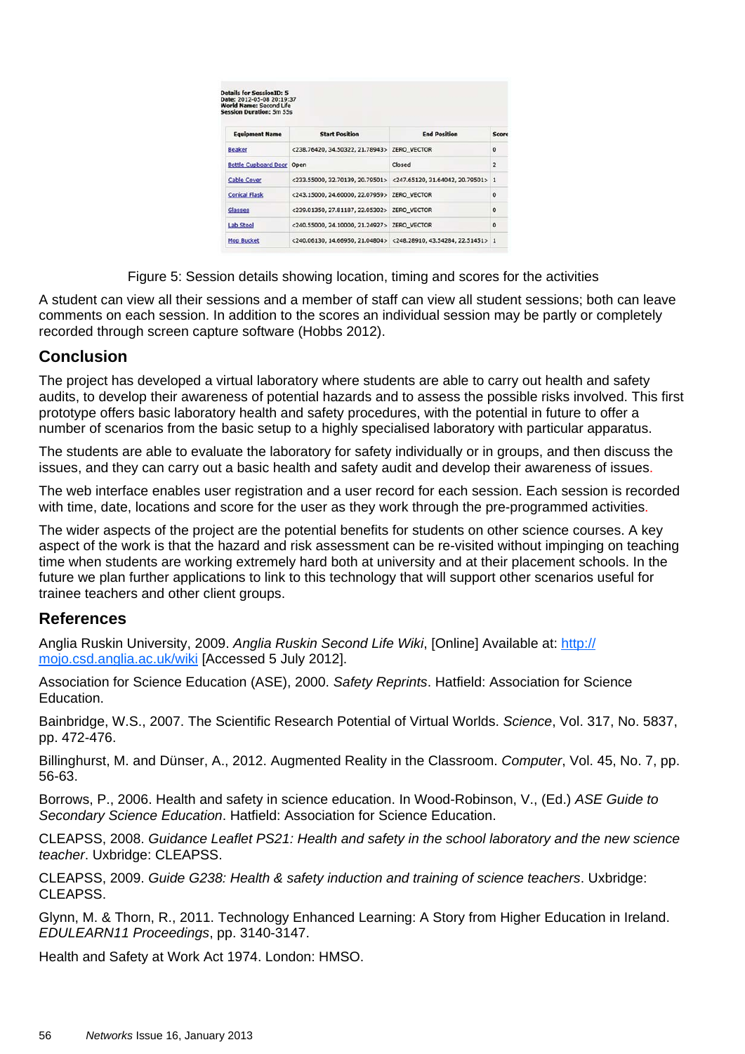Details for SessionID: 5
Date: 2012-05-08 20:19:37
World Name: Second Life
Session Duration: 5m 55s

| Equipment Name | Start Position | End Position | Score |
|---|---|---|---|
| Beaker | <238.76420, 34.50322, 21.78943> | ZERO_VECTOR | 0 |
| Bottle Cupboard Door | Open | Closed | 2 |
| Cable Cover | <233.55000, 32.70139, 20.79501> | <247.65120, 31.64042, 20.79501> | 1 |
| Conical Flask | <243.15000, 24.60000, 22.07959> | ZERO_VECTOR | 0 |
| Glasses | <239.01350, 27.81187, 22.05302> | ZERO_VECTOR | 0 |
| Lab Stool | <240.55000, 24.10000, 21.24927> | ZERO_VECTOR | 0 |
| Mop Bucket | <240.06130, 14.66950, 21.04804> | <248.28910, 43.54284, 22.51451> | 1 |

Figure 5: Session details showing location, timing and scores for the activities

A student can view all their sessions and a member of staff can view all student sessions; both can leave comments on each session. In addition to the scores an individual session may be partly or completely recorded through screen capture software (Hobbs 2012).

## Conclusion

The project has developed a virtual laboratory where students are able to carry out health and safety audits, to develop their awareness of potential hazards and to assess the possible risks involved. This first prototype offers basic laboratory health and safety procedures, with the potential in future to offer a number of scenarios from the basic setup to a highly specialised laboratory with particular apparatus.

The students are able to evaluate the laboratory for safety individually or in groups, and then discuss the issues, and they can carry out a basic health and safety audit and develop their awareness of issues.

The web interface enables user registration and a user record for each session. Each session is recorded with time, date, locations and score for the user as they work through the pre-programmed activities.

The wider aspects of the project are the potential benefits for students on other science courses. A key aspect of the work is that the hazard and risk assessment can be re-visited without impinging on teaching time when students are working extremely hard both at university and at their placement schools. In the future we plan further applications to link to this technology that will support other scenarios useful for trainee teachers and other client groups.

## References

Anglia Ruskin University, 2009. *Anglia Ruskin Second Life Wiki*, [Online] Available at: http://mojo.csd.anglia.ac.uk/wiki [Accessed 5 July 2012].

Association for Science Education (ASE), 2000. *Safety Reprints*. Hatfield: Association for Science Education.

Bainbridge, W.S., 2007. The Scientific Research Potential of Virtual Worlds. *Science*, Vol. 317, No. 5837, pp. 472-476.

Billinghurst, M. and Dünser, A., 2012. Augmented Reality in the Classroom. *Computer*, Vol. 45, No. 7, pp. 56-63.

Borrows, P., 2006. Health and safety in science education. In Wood-Robinson, V., (Ed.) *ASE Guide to Secondary Science Education*. Hatfield: Association for Science Education.

CLEAPSS, 2008. *Guidance Leaflet PS21: Health and safety in the school laboratory and the new science teacher*. Uxbridge: CLEAPSS.

CLEAPSS, 2009. *Guide G238: Health & safety induction and training of science teachers*. Uxbridge: CLEAPSS.

Glynn, M. & Thorn, R., 2011. Technology Enhanced Learning: A Story from Higher Education in Ireland. *EDULEARN11 Proceedings*, pp. 3140-3147.

Health and Safety at Work Act 1974. London: HMSO.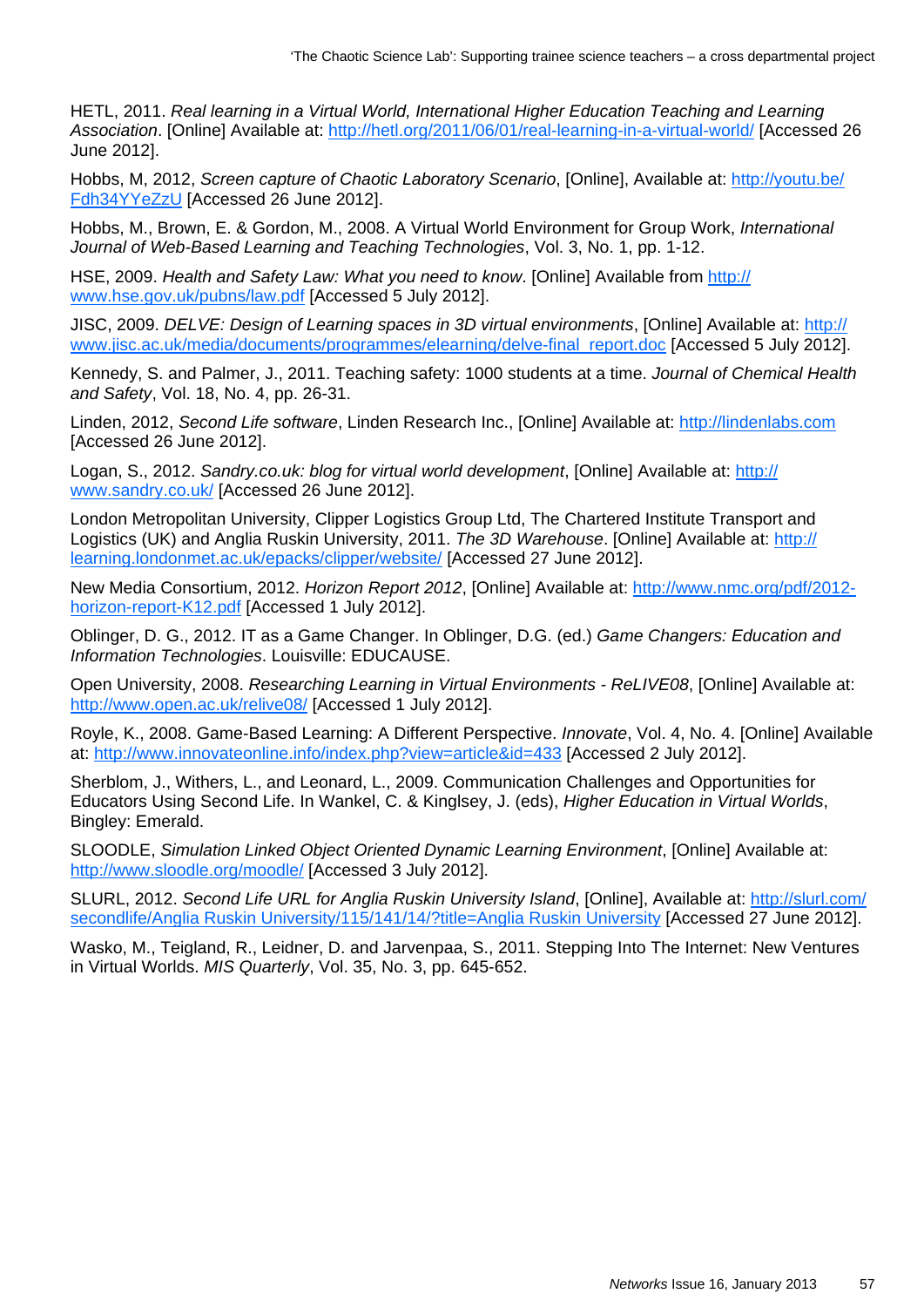HETL, 2011. *Real learning in a Virtual World, International Higher Education Teaching and Learning Association*. [Online] Available at: http://hetl.org/2011/06/01/real-learning-in-a-virtual-world/ [Accessed 26 June 2012].

Hobbs, M, 2012, *Screen capture of Chaotic Laboratory Scenario*, [Online], Available at: http://youtu.be/Fdh34YYeZzU [Accessed 26 June 2012].

Hobbs, M., Brown, E. & Gordon, M., 2008. A Virtual World Environment for Group Work, *International Journal of Web-Based Learning and Teaching Technologies*, Vol. 3, No. 1, pp. 1-12.

HSE, 2009. *Health and Safety Law: What you need to know*. [Online] Available from http://www.hse.gov.uk/pubns/law.pdf [Accessed 5 July 2012].

JISC, 2009. *DELVE: Design of Learning spaces in 3D virtual environments*, [Online] Available at: http://www.jisc.ac.uk/media/documents/programmes/elearning/delve-final_report.doc [Accessed 5 July 2012].

Kennedy, S. and Palmer, J., 2011. Teaching safety: 1000 students at a time. *Journal of Chemical Health and Safety*, Vol. 18, No. 4, pp. 26-31.

Linden, 2012, *Second Life software*, Linden Research Inc., [Online] Available at: http://lindenlabs.com [Accessed 26 June 2012].

Logan, S., 2012. *Sandry.co.uk: blog for virtual world development*, [Online] Available at: http://www.sandry.co.uk/ [Accessed 26 June 2012].

London Metropolitan University, Clipper Logistics Group Ltd, The Chartered Institute Transport and Logistics (UK) and Anglia Ruskin University, 2011. *The 3D Warehouse*. [Online] Available at: http://learning.londonmet.ac.uk/epacks/clipper/website/ [Accessed 27 June 2012].

New Media Consortium, 2012. *Horizon Report 2012*, [Online] Available at: http://www.nmc.org/pdf/2012-horizon-report-K12.pdf [Accessed 1 July 2012].

Oblinger, D. G., 2012. IT as a Game Changer. In Oblinger, D.G. (ed.) *Game Changers: Education and Information Technologies*. Louisville: EDUCAUSE.

Open University, 2008. *Researching Learning in Virtual Environments - ReLIVE08*, [Online] Available at: http://www.open.ac.uk/relive08/ [Accessed 1 July 2012].

Royle, K., 2008. Game-Based Learning: A Different Perspective. *Innovate*, Vol. 4, No. 4. [Online] Available at: http://www.innovateonline.info/index.php?view=article&id=433 [Accessed 2 July 2012].

Sherblom, J., Withers, L., and Leonard, L., 2009. Communication Challenges and Opportunities for Educators Using Second Life. In Wankel, C. & Kinglsey, J. (eds), *Higher Education in Virtual Worlds*, Bingley: Emerald.

SLOODLE, *Simulation Linked Object Oriented Dynamic Learning Environment*, [Online] Available at: http://www.sloodle.org/moodle/ [Accessed 3 July 2012].

SLURL, 2012. *Second Life URL for Anglia Ruskin University Island*, [Online], Available at: http://slurl.com/secondlife/Anglia Ruskin University/115/141/14/?title=Anglia Ruskin University [Accessed 27 June 2012].

Wasko, M., Teigland, R., Leidner, D. and Jarvenpaa, S., 2011. Stepping Into The Internet: New Ventures in Virtual Worlds. *MIS Quarterly*, Vol. 35, No. 3, pp. 645-652.